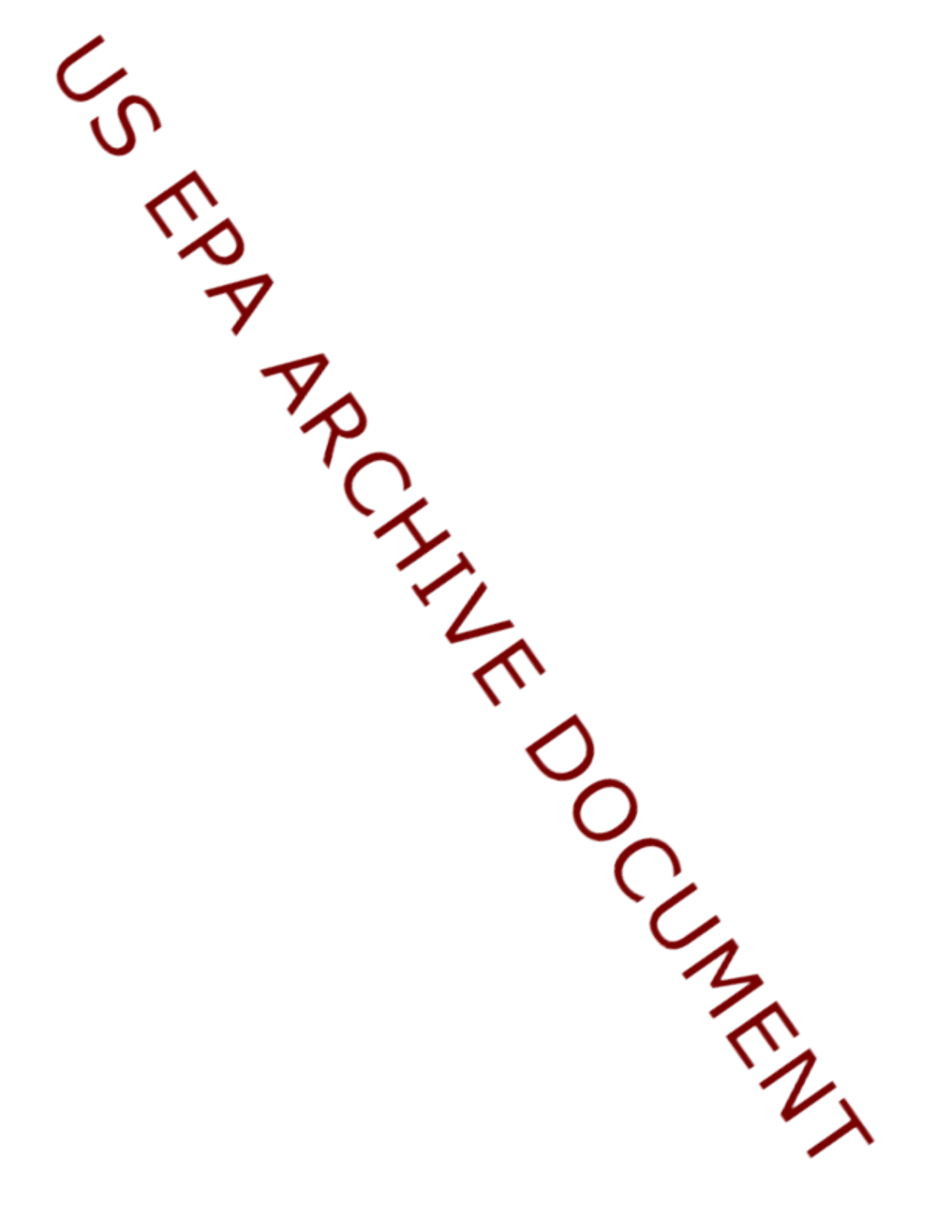US EPA ARCHIVE DOCUMENT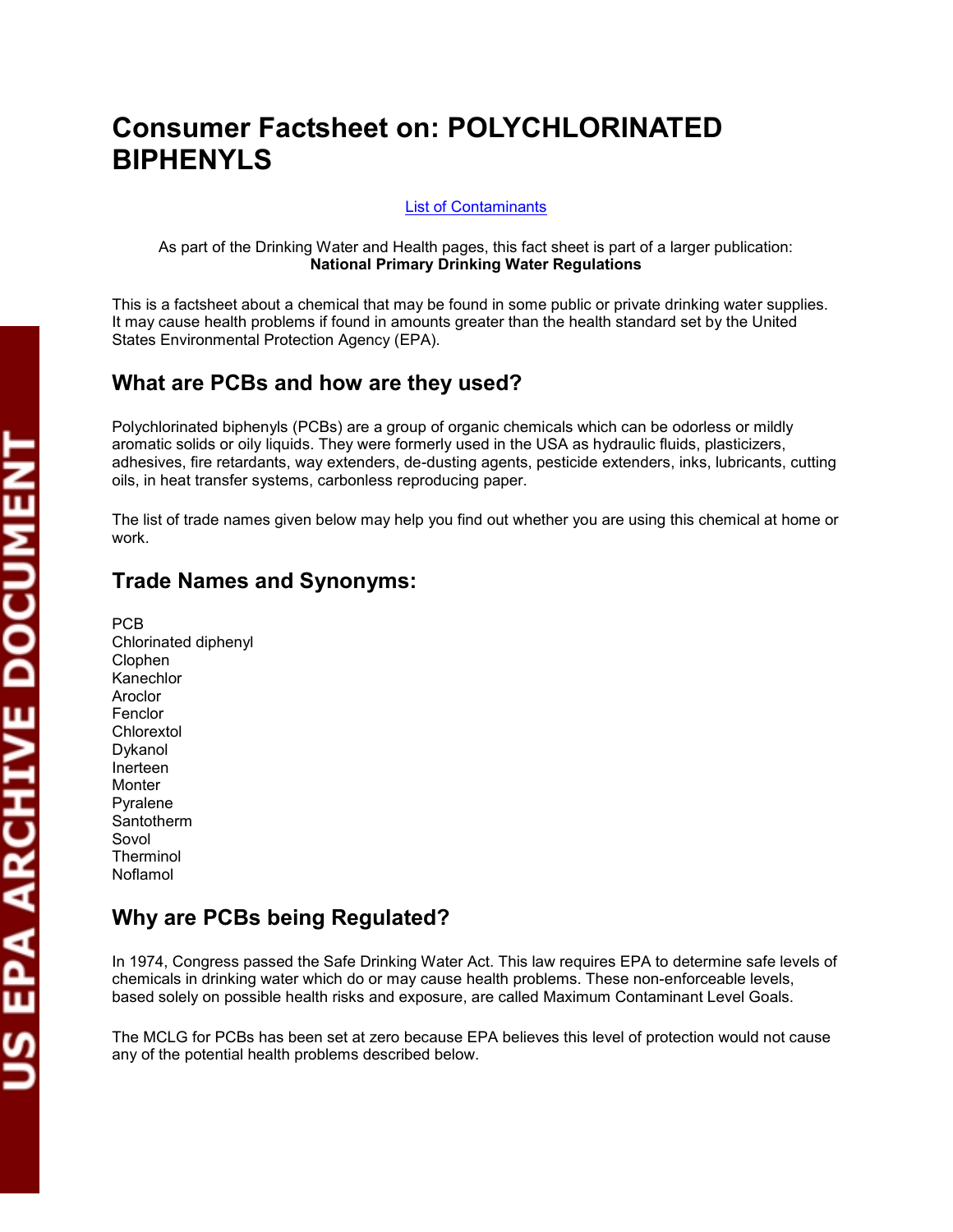# Consumer Factsheet on: POLYCHLORINATED BIPHENYLS

List of Contaminants

As part of the Drinking Water and Health pages, this fact sheet is part of a larger publication: **National Primary Drinking Water Regulations**

This is a factsheet about a chemical that may be found in some public or private drinking water supplies. It may cause health problems if found in amounts greater than the health standard set by the United States Environmental Protection Agency (EPA).

## What are PCBs and how are they used?

Polychlorinated biphenyls (PCBs) are a group of organic chemicals which can be odorless or mildly aromatic solids or oily liquids. They were formerly used in the USA as hydraulic fluids, plasticizers, adhesives, fire retardants, way extenders, de-dusting agents, pesticide extenders, inks, lubricants, cutting oils, in heat transfer systems, carbonless reproducing paper.

The list of trade names given below may help you find out whether you are using this chemical at home or work.

## Trade Names and Synonyms:

PCB
Chlorinated diphenyl
Clophen
Kanechlor
Aroclor
Fenclor
Chlorextol
Dykanol
Inerteen
Monter
Pyralene
Santotherm
Sovol
Therminol
Noflamol

## Why are PCBs being Regulated?

In 1974, Congress passed the Safe Drinking Water Act. This law requires EPA to determine safe levels of chemicals in drinking water which do or may cause health problems. These non-enforceable levels, based solely on possible health risks and exposure, are called Maximum Contaminant Level Goals.

The MCLG for PCBs has been set at zero because EPA believes this level of protection would not cause any of the potential health problems described below.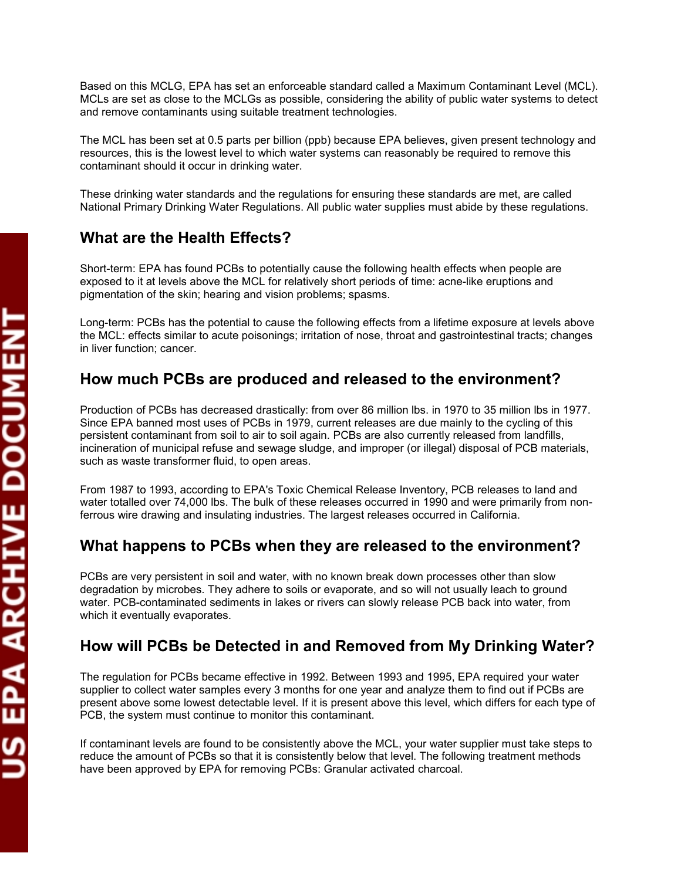Based on this MCLG, EPA has set an enforceable standard called a Maximum Contaminant Level (MCL). MCLs are set as close to the MCLGs as possible, considering the ability of public water systems to detect and remove contaminants using suitable treatment technologies.

The MCL has been set at 0.5 parts per billion (ppb) because EPA believes, given present technology and resources, this is the lowest level to which water systems can reasonably be required to remove this contaminant should it occur in drinking water.

These drinking water standards and the regulations for ensuring these standards are met, are called National Primary Drinking Water Regulations. All public water supplies must abide by these regulations.

## What are the Health Effects?

Short-term: EPA has found PCBs to potentially cause the following health effects when people are exposed to it at levels above the MCL for relatively short periods of time: acne-like eruptions and pigmentation of the skin; hearing and vision problems; spasms.

Long-term: PCBs has the potential to cause the following effects from a lifetime exposure at levels above the MCL: effects similar to acute poisonings; irritation of nose, throat and gastrointestinal tracts; changes in liver function; cancer.

## How much PCBs are produced and released to the environment?

Production of PCBs has decreased drastically: from over 86 million lbs. in 1970 to 35 million lbs in 1977. Since EPA banned most uses of PCBs in 1979, current releases are due mainly to the cycling of this persistent contaminant from soil to air to soil again. PCBs are also currently released from landfills, incineration of municipal refuse and sewage sludge, and improper (or illegal) disposal of PCB materials, such as waste transformer fluid, to open areas.

From 1987 to 1993, according to EPA's Toxic Chemical Release Inventory, PCB releases to land and water totalled over 74,000 lbs. The bulk of these releases occurred in 1990 and were primarily from non-ferrous wire drawing and insulating industries. The largest releases occurred in California.

## What happens to PCBs when they are released to the environment?

PCBs are very persistent in soil and water, with no known break down processes other than slow degradation by microbes. They adhere to soils or evaporate, and so will not usually leach to ground water. PCB-contaminated sediments in lakes or rivers can slowly release PCB back into water, from which it eventually evaporates.

## How will PCBs be Detected in and Removed from My Drinking Water?

The regulation for PCBs became effective in 1992. Between 1993 and 1995, EPA required your water supplier to collect water samples every 3 months for one year and analyze them to find out if PCBs are present above some lowest detectable level. If it is present above this level, which differs for each type of PCB, the system must continue to monitor this contaminant.

If contaminant levels are found to be consistently above the MCL, your water supplier must take steps to reduce the amount of PCBs so that it is consistently below that level. The following treatment methods have been approved by EPA for removing PCBs: Granular activated charcoal.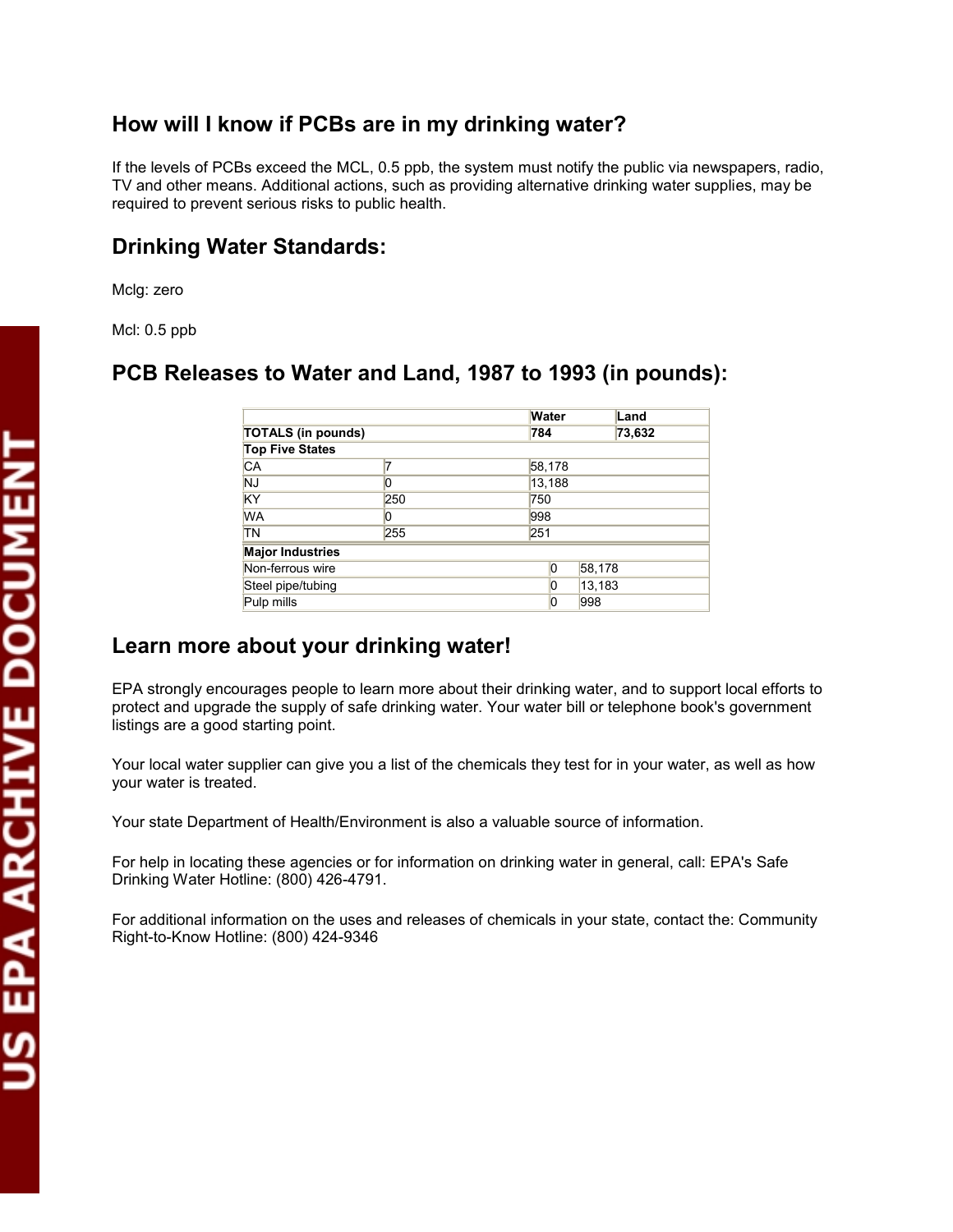## How will I know if PCBs are in my drinking water?

If the levels of PCBs exceed the MCL, 0.5 ppb, the system must notify the public via newspapers, radio, TV and other means. Additional actions, such as providing alternative drinking water supplies, may be required to prevent serious risks to public health.

## Drinking Water Standards:

Mclg: zero

Mcl: 0.5 ppb

## PCB Releases to Water and Land, 1987 to 1993 (in pounds):

| | Water | Land |
|---|---|---|
| **TOTALS (in pounds)** | **784** | **73,632** |
| **Top Five States** | | |
| CA | 7 | 58,178 |
| NJ | 0 | 13,188 |
| KY | 250 | 750 |
| WA | 0 | 998 |
| TN | 255 | 251 |
| **Major Industries** | | |
| Non-ferrous wire | 0 | 58,178 |
| Steel pipe/tubing | 0 | 13,183 |
| Pulp mills | 0 | 998 |

## Learn more about your drinking water!

EPA strongly encourages people to learn more about their drinking water, and to support local efforts to protect and upgrade the supply of safe drinking water. Your water bill or telephone book's government listings are a good starting point.

Your local water supplier can give you a list of the chemicals they test for in your water, as well as how your water is treated.

Your state Department of Health/Environment is also a valuable source of information.

For help in locating these agencies or for information on drinking water in general, call: EPA's Safe Drinking Water Hotline: (800) 426-4791.

For additional information on the uses and releases of chemicals in your state, contact the: Community Right-to-Know Hotline: (800) 424-9346